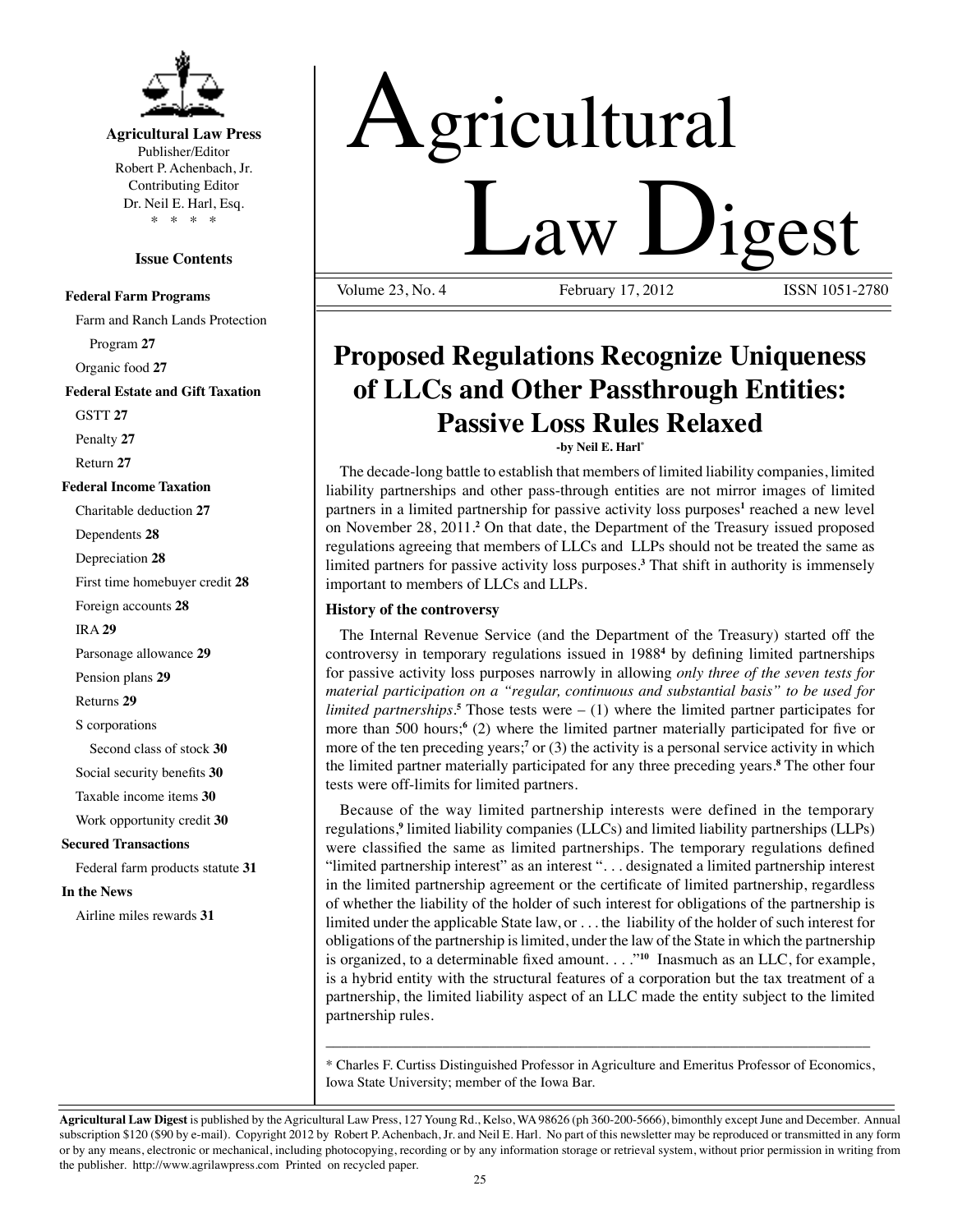# Agricultural Law Digest

**Agricultural Law Press**
Publisher/Editor
Robert P. Achenbach, Jr.
Contributing Editor
Dr. Neil E. Harl, Esq.
* * * *

**Issue Contents**

**Federal Farm Programs**
- Farm and Ranch Lands Protection Program **27**
- Organic food **27**

**Federal Estate and Gift Taxation**
- GSTT **27**
- Penalty **27**
- Return **27**

**Federal Income Taxation**
- Charitable deduction **27**
- Dependents **28**
- Depreciation **28**
- First time homebuyer credit **28**
- Foreign accounts **28**
- IRA **29**
- Parsonage allowance **29**
- Pension plans **29**
- Returns **29**
- S corporations
  - Second class of stock **30**
- Social security benefits **30**
- Taxable income items **30**
- Work opportunity credit **30**

**Secured Transactions**
- Federal farm products statute **31**

**In the News**
- Airline miles rewards **31**

Volume 23, No. 4 February 17, 2012 ISSN 1051-2780

## Proposed Regulations Recognize Uniqueness of LLCs and Other Passthrough Entities: Passive Loss Rules Relaxed

**-by Neil E. Harl***

The decade-long battle to establish that members of limited liability companies, limited liability partnerships and other pass-through entities are not mirror images of limited partners in a limited partnership for passive activity loss purposes[1] reached a new level on November 28, 2011.[2] On that date, the Department of the Treasury issued proposed regulations agreeing that members of LLCs and LLPs should not be treated the same as limited partners for passive activity loss purposes.[3] That shift in authority is immensely important to members of LLCs and LLPs.

### History of the controversy

The Internal Revenue Service (and the Department of the Treasury) started off the controversy in temporary regulations issued in 1988[4] by defining limited partnerships for passive activity loss purposes narrowly in allowing *only three of the seven tests for material participation on a "regular, continuous and substantial basis" to be used for limited partnerships*.[5] Those tests were – (1) where the limited partner participates for more than 500 hours;[6] (2) where the limited partner materially participated for five or more of the ten preceding years;[7] or (3) the activity is a personal service activity in which the limited partner materially participated for any three preceding years.[8] The other four tests were off-limits for limited partners.

Because of the way limited partnership interests were defined in the temporary regulations,[9] limited liability companies (LLCs) and limited liability partnerships (LLPs) were classified the same as limited partnerships. The temporary regulations defined "limited partnership interest" as an interest ". . . designated a limited partnership interest in the limited partnership agreement or the certificate of limited partnership, regardless of whether the liability of the holder of such interest for obligations of the partnership is limited under the applicable State law, or . . . the liability of the holder of such interest for obligations of the partnership is limited, under the law of the State in which the partnership is organized, to a determinable fixed amount. . . ."[10] Inasmuch as an LLC, for example, is a hybrid entity with the structural features of a corporation but the tax treatment of a partnership, the limited liability aspect of an LLC made the entity subject to the limited partnership rules.

---

\* Charles F. Curtiss Distinguished Professor in Agriculture and Emeritus Professor of Economics, Iowa State University; member of the Iowa Bar.

**Agricultural Law Digest** is published by the Agricultural Law Press, 127 Young Rd., Kelso, WA 98626 (ph 360-200-5666), bimonthly except June and December. Annual subscription $120 ($90 by e-mail). Copyright 2012 by Robert P. Achenbach, Jr. and Neil E. Harl. No part of this newsletter may be reproduced or transmitted in any form or by any means, electronic or mechanical, including photocopying, recording or by any information storage or retrieval system, without prior permission in writing from the publisher. http://www.agrilawpress.com Printed on recycled paper.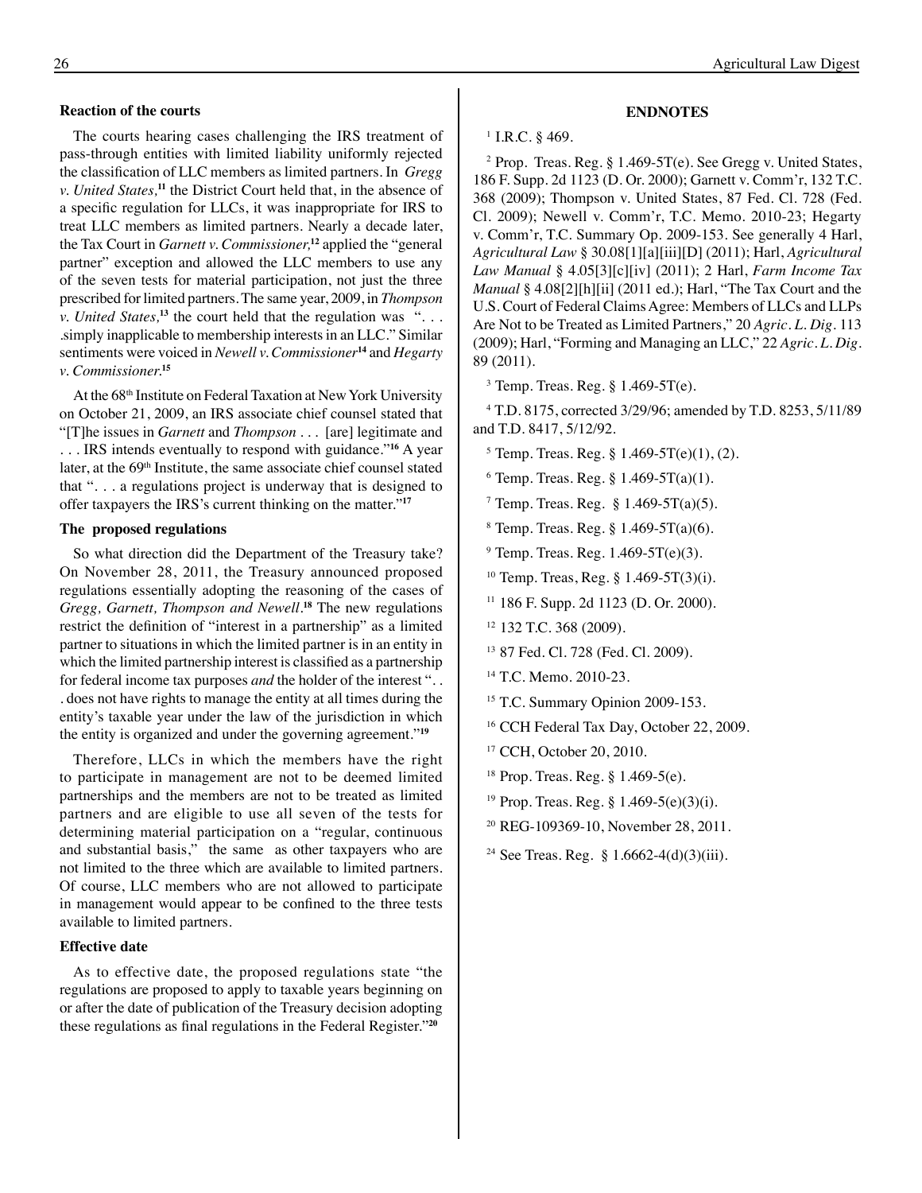**Reaction of the courts**

The courts hearing cases challenging the IRS treatment of pass-through entities with limited liability uniformly rejected the classification of LLC members as limited partners. In *Gregg v. United States,*[11] the District Court held that, in the absence of a specific regulation for LLCs, it was inappropriate for IRS to treat LLC members as limited partners. Nearly a decade later, the Tax Court in *Garnett v. Commissioner,*[12] applied the "general partner" exception and allowed the LLC members to use any of the seven tests for material participation, not just the three prescribed for limited partners. The same year, 2009, in *Thompson v. United States,*[13] the court held that the regulation was ". . . .simply inapplicable to membership interests in an LLC." Similar sentiments were voiced in *Newell v. Commissioner*[14] and *Hegarty v. Commissioner.*[15]

At the 68th Institute on Federal Taxation at New York University on October 21, 2009, an IRS associate chief counsel stated that "[T]he issues in *Garnett* and *Thompson* . . . [are] legitimate and . . . IRS intends eventually to respond with guidance."[16] A year later, at the 69th Institute, the same associate chief counsel stated that ". . . a regulations project is underway that is designed to offer taxpayers the IRS's current thinking on the matter."[17]

**The proposed regulations**

So what direction did the Department of the Treasury take? On November 28, 2011, the Treasury announced proposed regulations essentially adopting the reasoning of the cases of *Gregg, Garnett, Thompson and Newell*.[18] The new regulations restrict the definition of "interest in a partnership" as a limited partner to situations in which the limited partner is in an entity in which the limited partnership interest is classified as a partnership for federal income tax purposes *and* the holder of the interest ". . . does not have rights to manage the entity at all times during the entity's taxable year under the law of the jurisdiction in which the entity is organized and under the governing agreement."[19]

Therefore, LLCs in which the members have the right to participate in management are not to be deemed limited partnerships and the members are not to be treated as limited partners and are eligible to use all seven of the tests for determining material participation on a "regular, continuous and substantial basis," the same as other taxpayers who are not limited to the three which are available to limited partners. Of course, LLC members who are not allowed to participate in management would appear to be confined to the three tests available to limited partners.

**Effective date**

As to effective date, the proposed regulations state "the regulations are proposed to apply to taxable years beginning on or after the date of publication of the Treasury decision adopting these regulations as final regulations in the Federal Register."[20]

**ENDNOTES**

[1] I.R.C. § 469.

[2] Prop. Treas. Reg. § 1.469-5T(e). See Gregg v. United States, 186 F. Supp. 2d 1123 (D. Or. 2000); Garnett v. Comm'r, 132 T.C. 368 (2009); Thompson v. United States, 87 Fed. Cl. 728 (Fed. Cl. 2009); Newell v. Comm'r, T.C. Memo. 2010-23; Hegarty v. Comm'r, T.C. Summary Op. 2009-153. See generally 4 Harl, *Agricultural Law* § 30.08[1][a][iii][D] (2011); Harl, *Agricultural Law Manual* § 4.05[3][c][iv] (2011); 2 Harl, *Farm Income Tax Manual* § 4.08[2][h][ii] (2011 ed.); Harl, "The Tax Court and the U.S. Court of Federal Claims Agree: Members of LLCs and LLPs Are Not to be Treated as Limited Partners," 20 *Agric. L. Dig.* 113 (2009); Harl, "Forming and Managing an LLC," 22 *Agric. L. Dig.* 89 (2011).

[3] Temp. Treas. Reg. § 1.469-5T(e).

[4] T.D. 8175, corrected 3/29/96; amended by T.D. 8253, 5/11/89 and T.D. 8417, 5/12/92.

[5] Temp. Treas. Reg. § 1.469-5T(e)(1), (2).

[6] Temp. Treas. Reg. § 1.469-5T(a)(1).

[7] Temp. Treas. Reg. § 1.469-5T(a)(5).

[8] Temp. Treas. Reg. § 1.469-5T(a)(6).

[9] Temp. Treas. Reg. 1.469-5T(e)(3).

[10] Temp. Treas, Reg. § 1.469-5T(3)(i).

[11] 186 F. Supp. 2d 1123 (D. Or. 2000).

[12] 132 T.C. 368 (2009).

[13] 87 Fed. Cl. 728 (Fed. Cl. 2009).

[14] T.C. Memo. 2010-23.

[15] T.C. Summary Opinion 2009-153.

[16] CCH Federal Tax Day, October 22, 2009.

[17] CCH, October 20, 2010.

[18] Prop. Treas. Reg. § 1.469-5(e).

[19] Prop. Treas. Reg. § 1.469-5(e)(3)(i).

[20] REG-109369-10, November 28, 2011.

[24] See Treas. Reg. § 1.6662-4(d)(3)(iii).